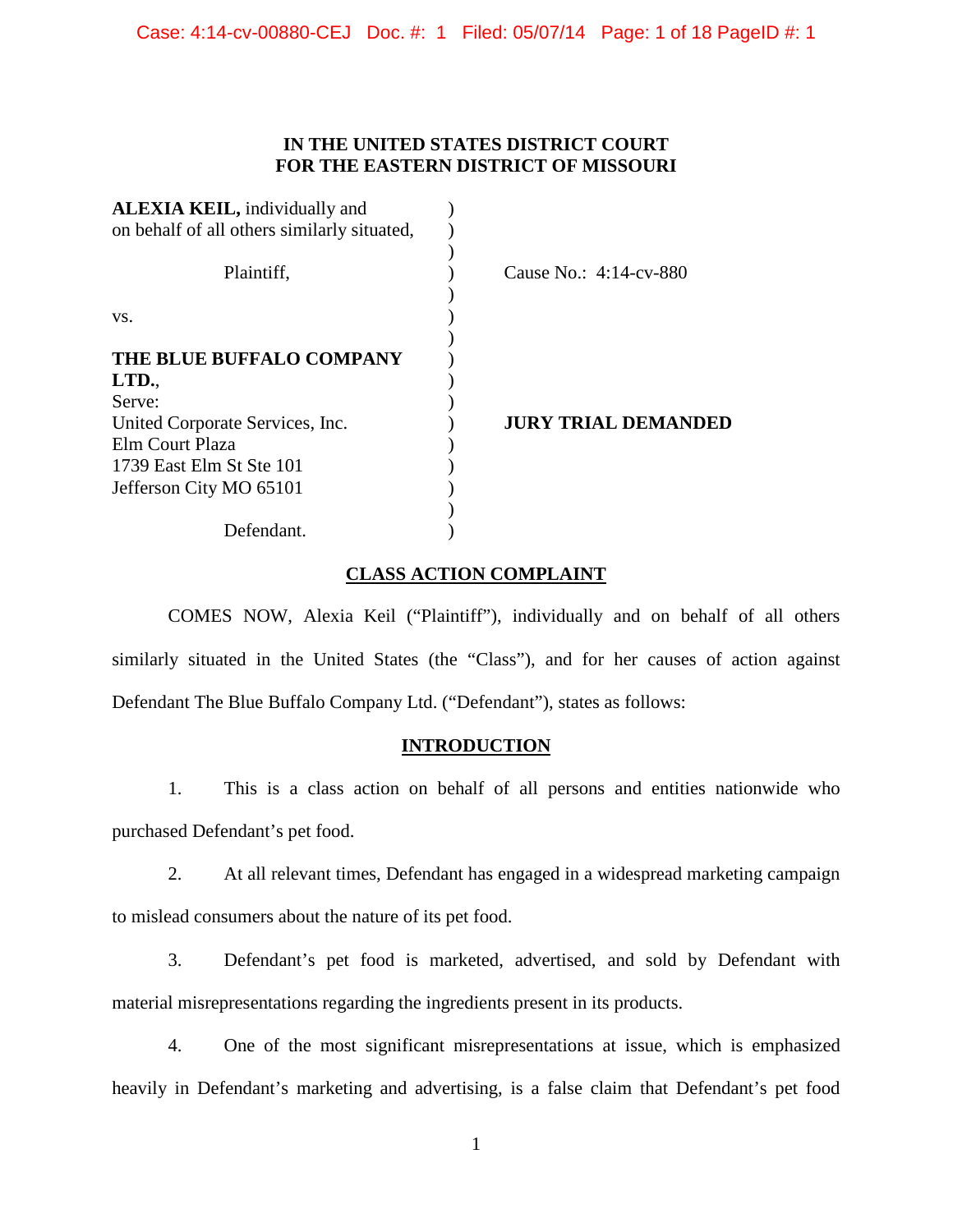IN THE UNITED STATES DISTRICT COURT
FOR THE EASTERN DISTRICT OF MISSOURI

| | | |
|---|---|---|
| **ALEXIA KEIL,** individually and on behalf of all others similarly situated, | ) | |
| Plaintiff, | ) | Cause No.: 4:14-cv-880 |
| vs. | ) | |
| **THE BLUE BUFFALO COMPANY LTD.**, Serve: United Corporate Services, Inc. Elm Court Plaza 1739 East Elm St Ste 101 Jefferson City MO 65101 | ) | **JURY TRIAL DEMANDED** |
| Defendant. | ) | |

## CLASS ACTION COMPLAINT

COMES NOW, Alexia Keil ("Plaintiff"), individually and on behalf of all others similarly situated in the United States (the "Class"), and for her causes of action against Defendant The Blue Buffalo Company Ltd. ("Defendant"), states as follows:

## INTRODUCTION

1. This is a class action on behalf of all persons and entities nationwide who purchased Defendant's pet food.

2. At all relevant times, Defendant has engaged in a widespread marketing campaign to mislead consumers about the nature of its pet food.

3. Defendant's pet food is marketed, advertised, and sold by Defendant with material misrepresentations regarding the ingredients present in its products.

4. One of the most significant misrepresentations at issue, which is emphasized heavily in Defendant's marketing and advertising, is a false claim that Defendant's pet food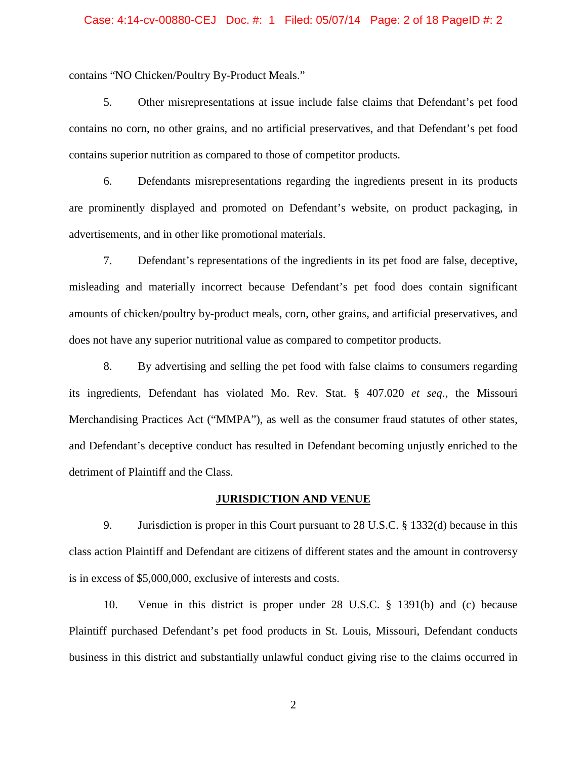contains "NO Chicken/Poultry By-Product Meals."

5. Other misrepresentations at issue include false claims that Defendant's pet food contains no corn, no other grains, and no artificial preservatives, and that Defendant's pet food contains superior nutrition as compared to those of competitor products.

6. Defendants misrepresentations regarding the ingredients present in its products are prominently displayed and promoted on Defendant's website, on product packaging, in advertisements, and in other like promotional materials.

7. Defendant's representations of the ingredients in its pet food are false, deceptive, misleading and materially incorrect because Defendant's pet food does contain significant amounts of chicken/poultry by-product meals, corn, other grains, and artificial preservatives, and does not have any superior nutritional value as compared to competitor products.

8. By advertising and selling the pet food with false claims to consumers regarding its ingredients, Defendant has violated Mo. Rev. Stat. § 407.020 *et seq.*, the Missouri Merchandising Practices Act ("MMPA"), as well as the consumer fraud statutes of other states, and Defendant's deceptive conduct has resulted in Defendant becoming unjustly enriched to the detriment of Plaintiff and the Class.

## JURISDICTION AND VENUE

9. Jurisdiction is proper in this Court pursuant to 28 U.S.C. § 1332(d) because in this class action Plaintiff and Defendant are citizens of different states and the amount in controversy is in excess of $5,000,000, exclusive of interests and costs.

10. Venue in this district is proper under 28 U.S.C. § 1391(b) and (c) because Plaintiff purchased Defendant's pet food products in St. Louis, Missouri, Defendant conducts business in this district and substantially unlawful conduct giving rise to the claims occurred in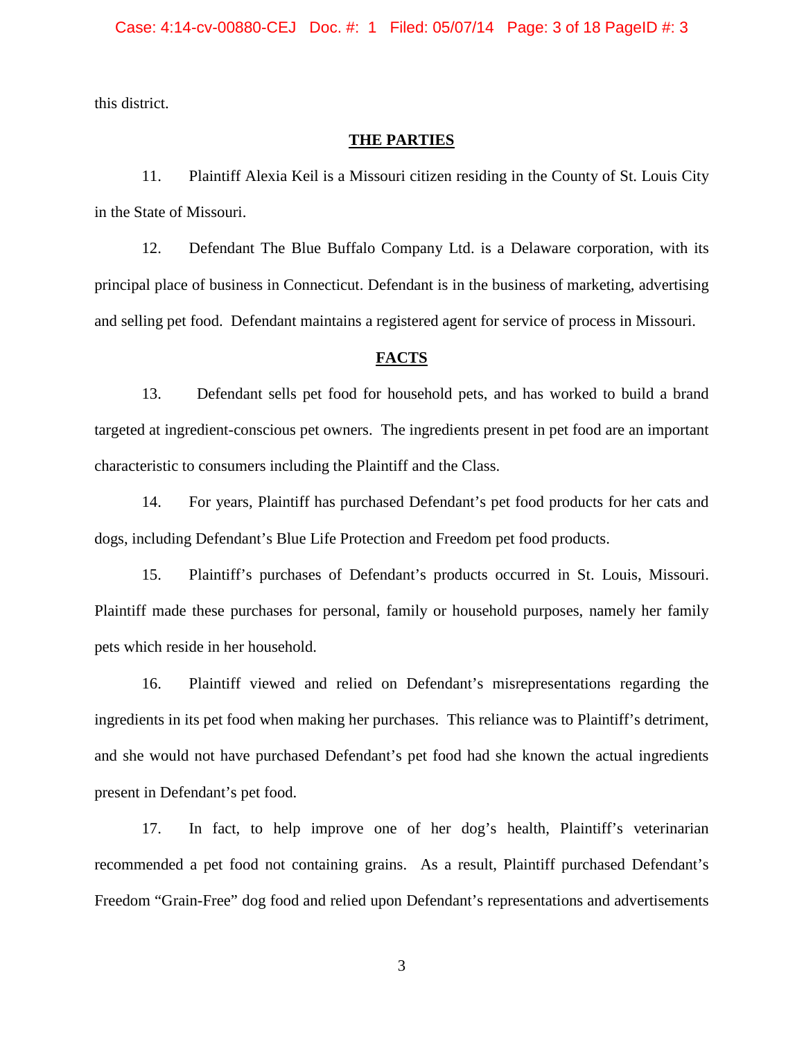this district.

## THE PARTIES

11. Plaintiff Alexia Keil is a Missouri citizen residing in the County of St. Louis City in the State of Missouri.

12. Defendant The Blue Buffalo Company Ltd. is a Delaware corporation, with its principal place of business in Connecticut. Defendant is in the business of marketing, advertising and selling pet food. Defendant maintains a registered agent for service of process in Missouri.

## FACTS

13. Defendant sells pet food for household pets, and has worked to build a brand targeted at ingredient-conscious pet owners. The ingredients present in pet food are an important characteristic to consumers including the Plaintiff and the Class.

14. For years, Plaintiff has purchased Defendant's pet food products for her cats and dogs, including Defendant's Blue Life Protection and Freedom pet food products.

15. Plaintiff's purchases of Defendant's products occurred in St. Louis, Missouri. Plaintiff made these purchases for personal, family or household purposes, namely her family pets which reside in her household.

16. Plaintiff viewed and relied on Defendant's misrepresentations regarding the ingredients in its pet food when making her purchases. This reliance was to Plaintiff's detriment, and she would not have purchased Defendant's pet food had she known the actual ingredients present in Defendant's pet food.

17. In fact, to help improve one of her dog's health, Plaintiff's veterinarian recommended a pet food not containing grains. As a result, Plaintiff purchased Defendant's Freedom "Grain-Free" dog food and relied upon Defendant's representations and advertisements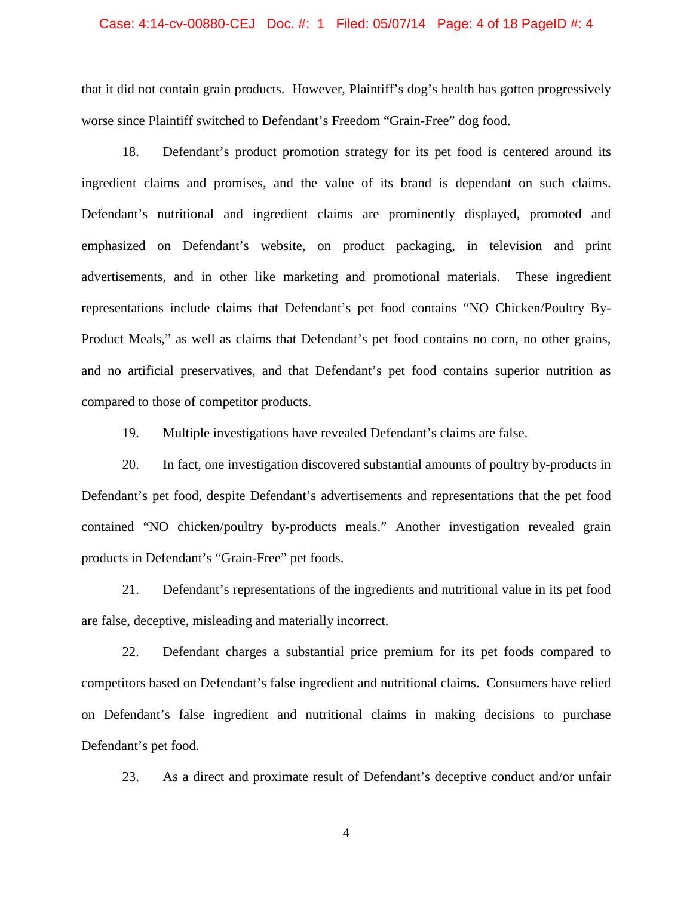that it did not contain grain products. However, Plaintiff's dog's health has gotten progressively worse since Plaintiff switched to Defendant's Freedom "Grain-Free" dog food.

18. Defendant's product promotion strategy for its pet food is centered around its ingredient claims and promises, and the value of its brand is dependant on such claims. Defendant's nutritional and ingredient claims are prominently displayed, promoted and emphasized on Defendant's website, on product packaging, in television and print advertisements, and in other like marketing and promotional materials. These ingredient representations include claims that Defendant's pet food contains "NO Chicken/Poultry By-Product Meals," as well as claims that Defendant's pet food contains no corn, no other grains, and no artificial preservatives, and that Defendant's pet food contains superior nutrition as compared to those of competitor products.

19. Multiple investigations have revealed Defendant's claims are false.

20. In fact, one investigation discovered substantial amounts of poultry by-products in Defendant's pet food, despite Defendant's advertisements and representations that the pet food contained "NO chicken/poultry by-products meals." Another investigation revealed grain products in Defendant's "Grain-Free" pet foods.

21. Defendant's representations of the ingredients and nutritional value in its pet food are false, deceptive, misleading and materially incorrect.

22. Defendant charges a substantial price premium for its pet foods compared to competitors based on Defendant's false ingredient and nutritional claims. Consumers have relied on Defendant's false ingredient and nutritional claims in making decisions to purchase Defendant's pet food.

23. As a direct and proximate result of Defendant's deceptive conduct and/or unfair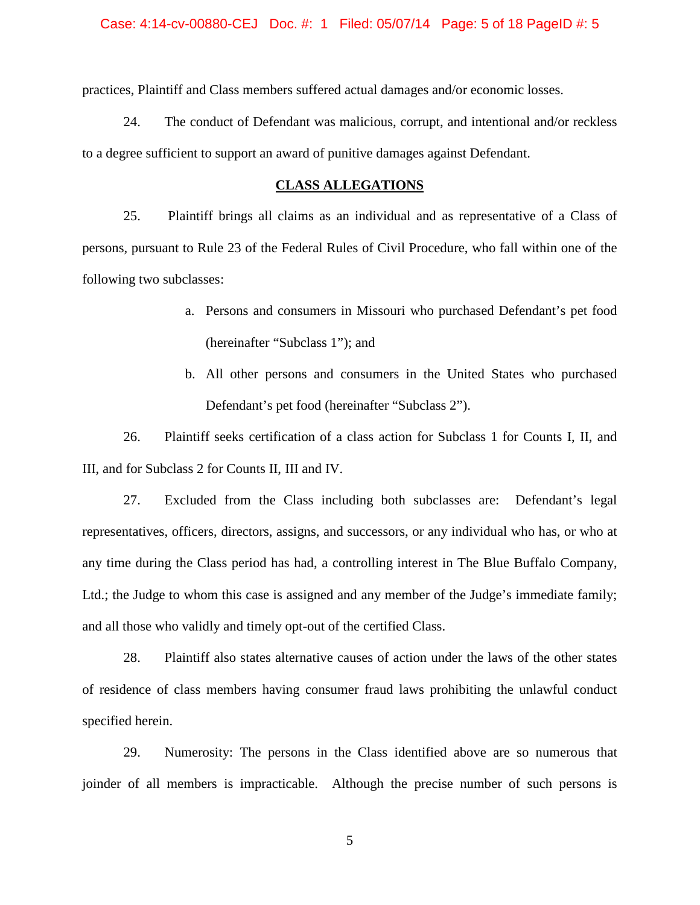practices, Plaintiff and Class members suffered actual damages and/or economic losses.

24. The conduct of Defendant was malicious, corrupt, and intentional and/or reckless to a degree sufficient to support an award of punitive damages against Defendant.

## CLASS ALLEGATIONS

25. Plaintiff brings all claims as an individual and as representative of a Class of persons, pursuant to Rule 23 of the Federal Rules of Civil Procedure, who fall within one of the following two subclasses:

a. Persons and consumers in Missouri who purchased Defendant's pet food (hereinafter "Subclass 1"); and

b. All other persons and consumers in the United States who purchased Defendant's pet food (hereinafter "Subclass 2").

26. Plaintiff seeks certification of a class action for Subclass 1 for Counts I, II, and III, and for Subclass 2 for Counts II, III and IV.

27. Excluded from the Class including both subclasses are: Defendant's legal representatives, officers, directors, assigns, and successors, or any individual who has, or who at any time during the Class period has had, a controlling interest in The Blue Buffalo Company, Ltd.; the Judge to whom this case is assigned and any member of the Judge's immediate family; and all those who validly and timely opt-out of the certified Class.

28. Plaintiff also states alternative causes of action under the laws of the other states of residence of class members having consumer fraud laws prohibiting the unlawful conduct specified herein.

29. Numerosity: The persons in the Class identified above are so numerous that joinder of all members is impracticable. Although the precise number of such persons is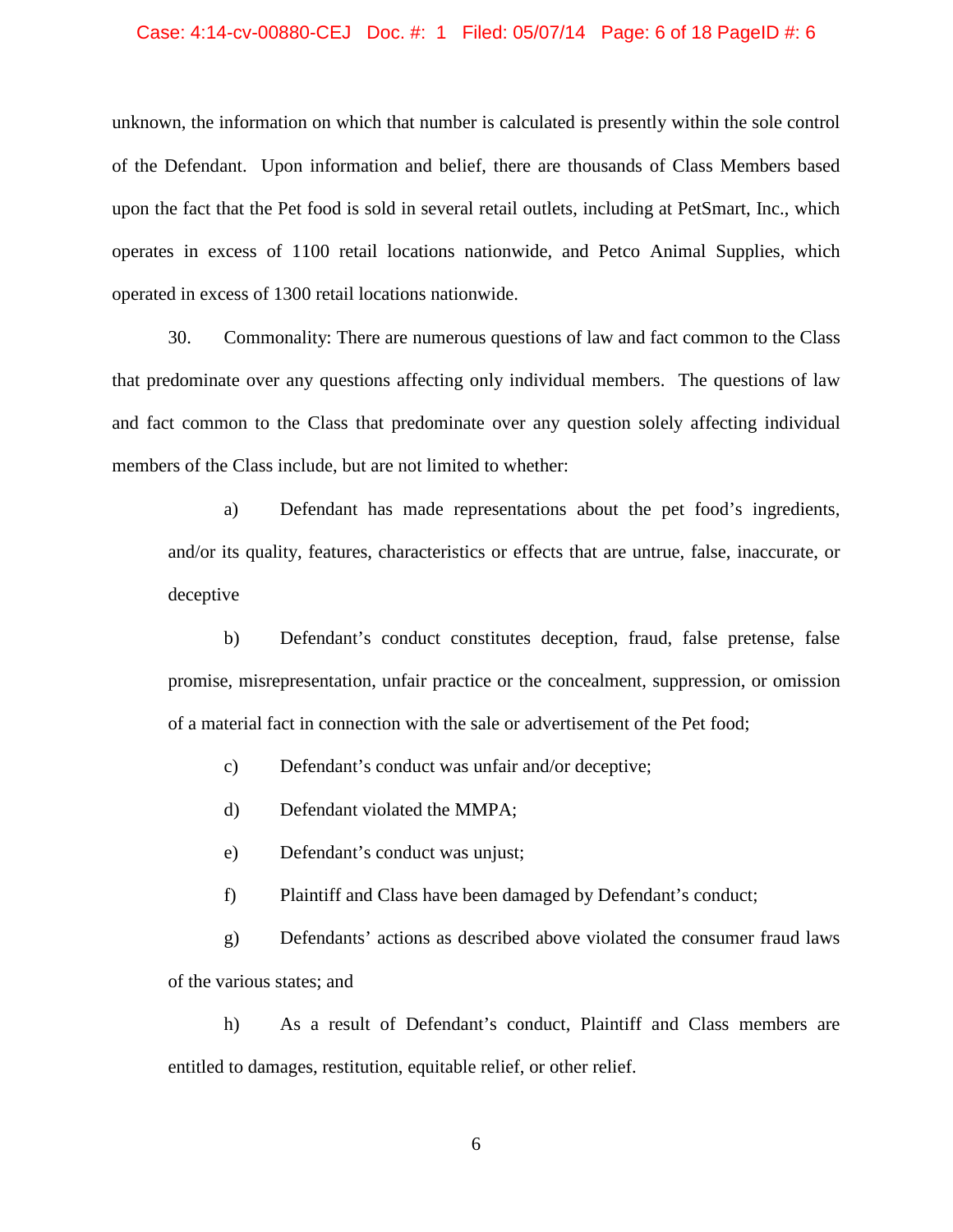unknown, the information on which that number is calculated is presently within the sole control of the Defendant. Upon information and belief, there are thousands of Class Members based upon the fact that the Pet food is sold in several retail outlets, including at PetSmart, Inc., which operates in excess of 1100 retail locations nationwide, and Petco Animal Supplies, which operated in excess of 1300 retail locations nationwide.

30. Commonality: There are numerous questions of law and fact common to the Class that predominate over any questions affecting only individual members. The questions of law and fact common to the Class that predominate over any question solely affecting individual members of the Class include, but are not limited to whether:

a) Defendant has made representations about the pet food's ingredients, and/or its quality, features, characteristics or effects that are untrue, false, inaccurate, or deceptive

b) Defendant's conduct constitutes deception, fraud, false pretense, false promise, misrepresentation, unfair practice or the concealment, suppression, or omission of a material fact in connection with the sale or advertisement of the Pet food;

c) Defendant's conduct was unfair and/or deceptive;

d) Defendant violated the MMPA;

e) Defendant's conduct was unjust;

f) Plaintiff and Class have been damaged by Defendant's conduct;

g) Defendants' actions as described above violated the consumer fraud laws of the various states; and

h) As a result of Defendant's conduct, Plaintiff and Class members are entitled to damages, restitution, equitable relief, or other relief.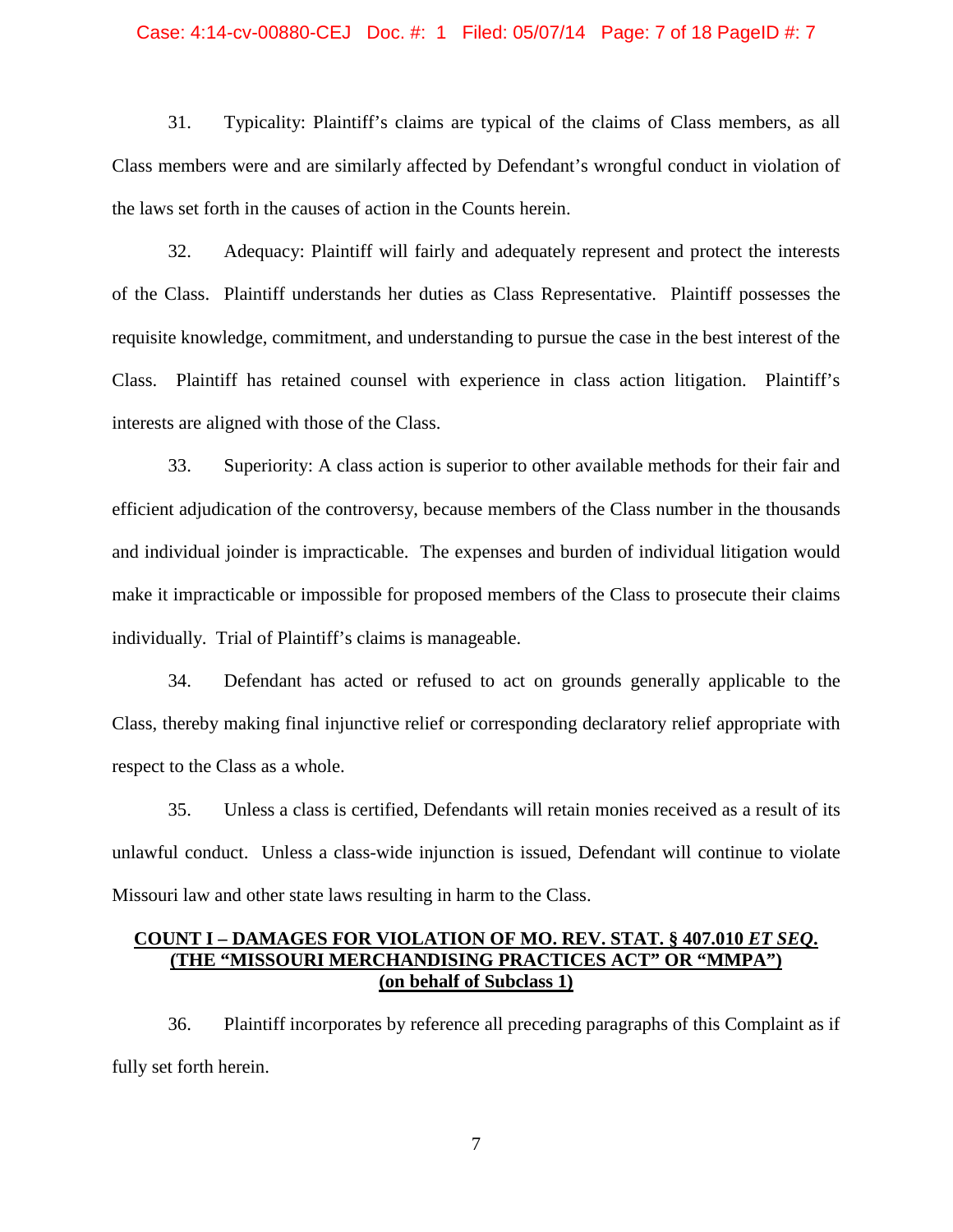31. Typicality: Plaintiff's claims are typical of the claims of Class members, as all Class members were and are similarly affected by Defendant's wrongful conduct in violation of the laws set forth in the causes of action in the Counts herein.

32. Adequacy: Plaintiff will fairly and adequately represent and protect the interests of the Class. Plaintiff understands her duties as Class Representative. Plaintiff possesses the requisite knowledge, commitment, and understanding to pursue the case in the best interest of the Class. Plaintiff has retained counsel with experience in class action litigation. Plaintiff's interests are aligned with those of the Class.

33. Superiority: A class action is superior to other available methods for their fair and efficient adjudication of the controversy, because members of the Class number in the thousands and individual joinder is impracticable. The expenses and burden of individual litigation would make it impracticable or impossible for proposed members of the Class to prosecute their claims individually. Trial of Plaintiff's claims is manageable.

34. Defendant has acted or refused to act on grounds generally applicable to the Class, thereby making final injunctive relief or corresponding declaratory relief appropriate with respect to the Class as a whole.

35. Unless a class is certified, Defendants will retain monies received as a result of its unlawful conduct. Unless a class-wide injunction is issued, Defendant will continue to violate Missouri law and other state laws resulting in harm to the Class.

**COUNT I – DAMAGES FOR VIOLATION OF MO. REV. STAT. § 407.010 *ET SEQ*.**
**(THE "MISSOURI MERCHANDISING PRACTICES ACT" OR "MMPA")**
**(on behalf of Subclass 1)**

36. Plaintiff incorporates by reference all preceding paragraphs of this Complaint as if fully set forth herein.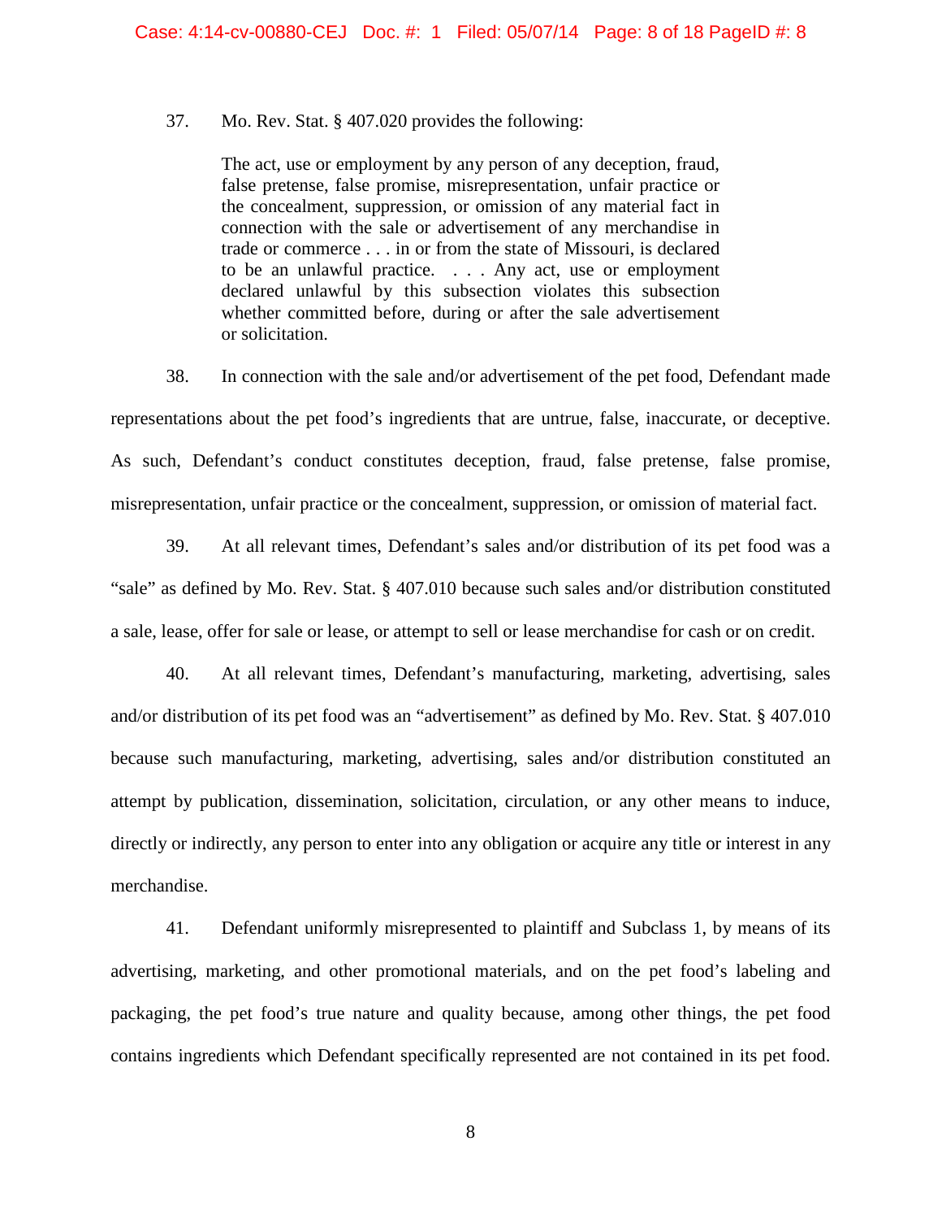37. Mo. Rev. Stat. § 407.020 provides the following:

> The act, use or employment by any person of any deception, fraud, false pretense, false promise, misrepresentation, unfair practice or the concealment, suppression, or omission of any material fact in connection with the sale or advertisement of any merchandise in trade or commerce . . . in or from the state of Missouri, is declared to be an unlawful practice. . . . Any act, use or employment declared unlawful by this subsection violates this subsection whether committed before, during or after the sale advertisement or solicitation.

38. In connection with the sale and/or advertisement of the pet food, Defendant made representations about the pet food's ingredients that are untrue, false, inaccurate, or deceptive. As such, Defendant's conduct constitutes deception, fraud, false pretense, false promise, misrepresentation, unfair practice or the concealment, suppression, or omission of material fact.

39. At all relevant times, Defendant's sales and/or distribution of its pet food was a "sale" as defined by Mo. Rev. Stat. § 407.010 because such sales and/or distribution constituted a sale, lease, offer for sale or lease, or attempt to sell or lease merchandise for cash or on credit.

40. At all relevant times, Defendant's manufacturing, marketing, advertising, sales and/or distribution of its pet food was an "advertisement" as defined by Mo. Rev. Stat. § 407.010 because such manufacturing, marketing, advertising, sales and/or distribution constituted an attempt by publication, dissemination, solicitation, circulation, or any other means to induce, directly or indirectly, any person to enter into any obligation or acquire any title or interest in any merchandise.

41. Defendant uniformly misrepresented to plaintiff and Subclass 1, by means of its advertising, marketing, and other promotional materials, and on the pet food's labeling and packaging, the pet food's true nature and quality because, among other things, the pet food contains ingredients which Defendant specifically represented are not contained in its pet food.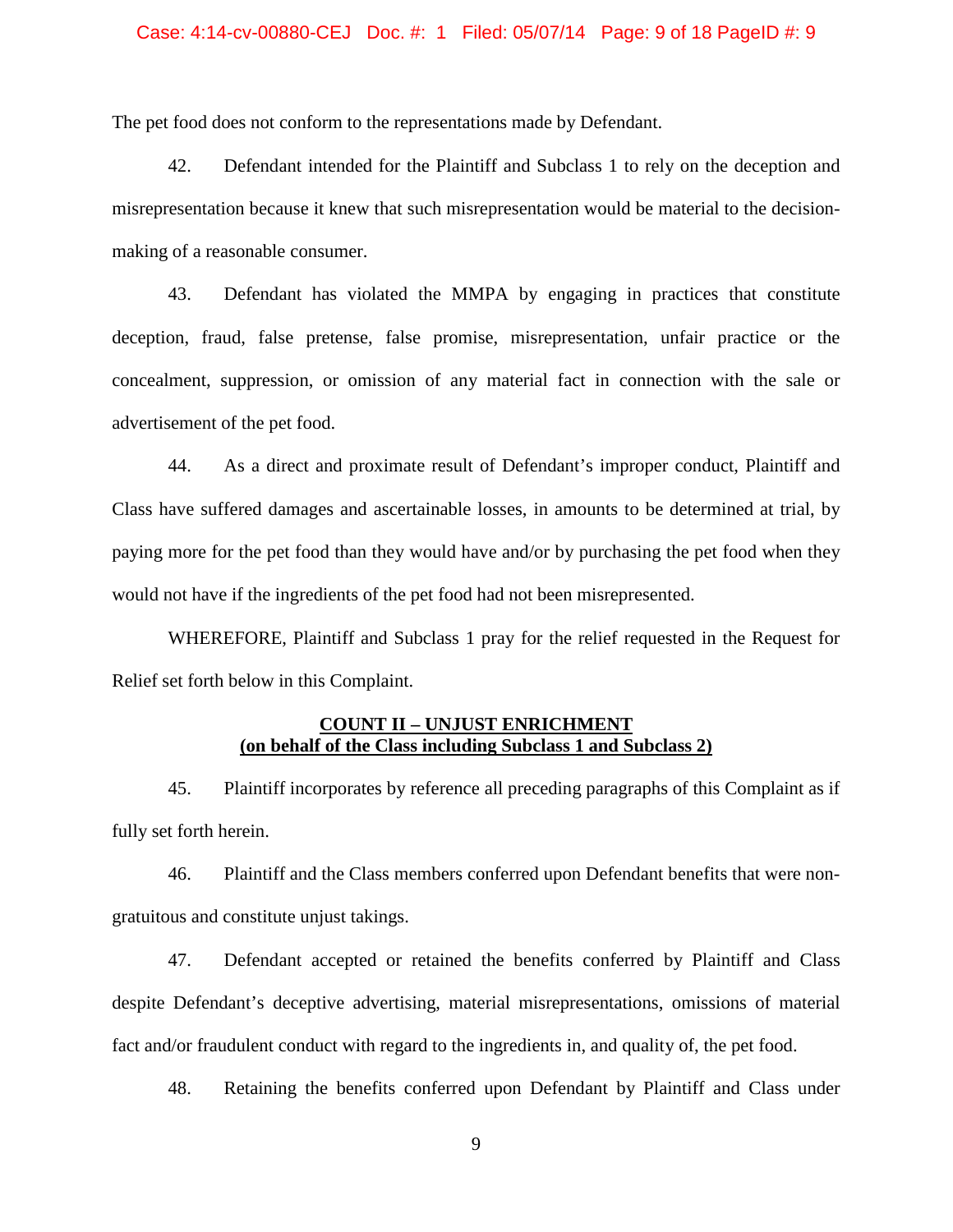The pet food does not conform to the representations made by Defendant.

42. Defendant intended for the Plaintiff and Subclass 1 to rely on the deception and misrepresentation because it knew that such misrepresentation would be material to the decision-making of a reasonable consumer.

43. Defendant has violated the MMPA by engaging in practices that constitute deception, fraud, false pretense, false promise, misrepresentation, unfair practice or the concealment, suppression, or omission of any material fact in connection with the sale or advertisement of the pet food.

44. As a direct and proximate result of Defendant's improper conduct, Plaintiff and Class have suffered damages and ascertainable losses, in amounts to be determined at trial, by paying more for the pet food than they would have and/or by purchasing the pet food when they would not have if the ingredients of the pet food had not been misrepresented.

WHEREFORE, Plaintiff and Subclass 1 pray for the relief requested in the Request for Relief set forth below in this Complaint.

**COUNT II – UNJUST ENRICHMENT**
**(on behalf of the Class including Subclass 1 and Subclass 2)**

45. Plaintiff incorporates by reference all preceding paragraphs of this Complaint as if fully set forth herein.

46. Plaintiff and the Class members conferred upon Defendant benefits that were non-gratuitous and constitute unjust takings.

47. Defendant accepted or retained the benefits conferred by Plaintiff and Class despite Defendant's deceptive advertising, material misrepresentations, omissions of material fact and/or fraudulent conduct with regard to the ingredients in, and quality of, the pet food.

48. Retaining the benefits conferred upon Defendant by Plaintiff and Class under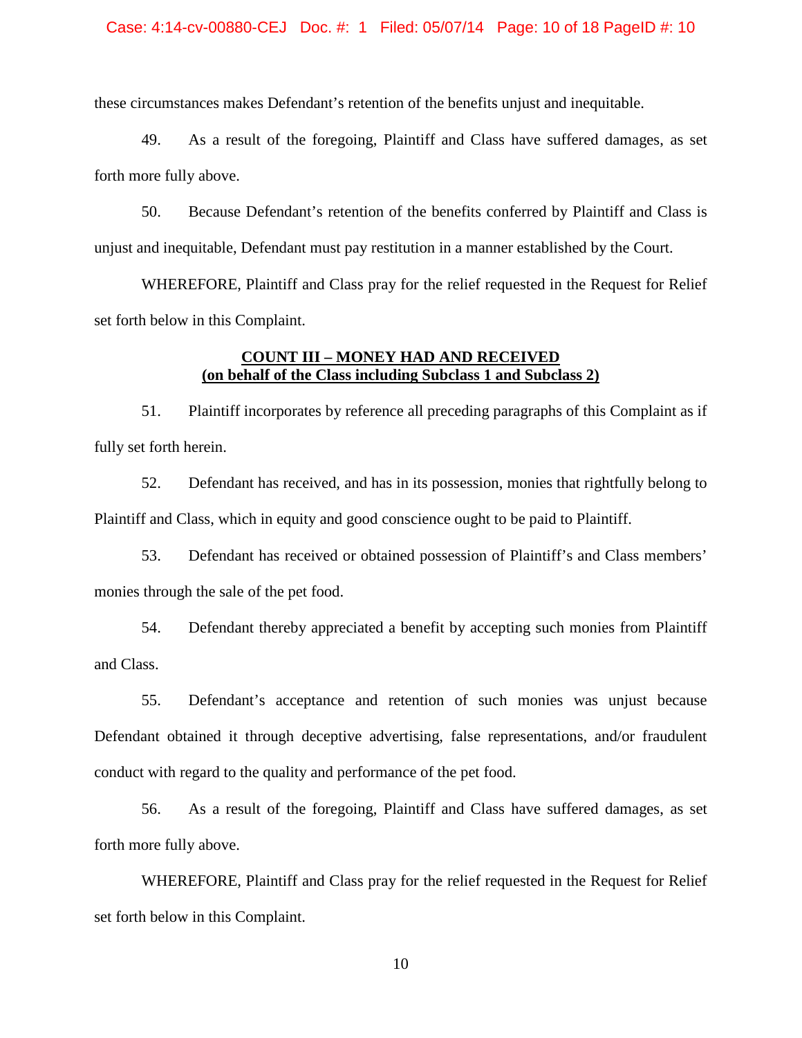these circumstances makes Defendant's retention of the benefits unjust and inequitable.

49. As a result of the foregoing, Plaintiff and Class have suffered damages, as set forth more fully above.

50. Because Defendant's retention of the benefits conferred by Plaintiff and Class is unjust and inequitable, Defendant must pay restitution in a manner established by the Court.

WHEREFORE, Plaintiff and Class pray for the relief requested in the Request for Relief set forth below in this Complaint.

**COUNT III – MONEY HAD AND RECEIVED**
**(on behalf of the Class including Subclass 1 and Subclass 2)**

51. Plaintiff incorporates by reference all preceding paragraphs of this Complaint as if fully set forth herein.

52. Defendant has received, and has in its possession, monies that rightfully belong to Plaintiff and Class, which in equity and good conscience ought to be paid to Plaintiff.

53. Defendant has received or obtained possession of Plaintiff's and Class members' monies through the sale of the pet food.

54. Defendant thereby appreciated a benefit by accepting such monies from Plaintiff and Class.

55. Defendant's acceptance and retention of such monies was unjust because Defendant obtained it through deceptive advertising, false representations, and/or fraudulent conduct with regard to the quality and performance of the pet food.

56. As a result of the foregoing, Plaintiff and Class have suffered damages, as set forth more fully above.

WHEREFORE, Plaintiff and Class pray for the relief requested in the Request for Relief set forth below in this Complaint.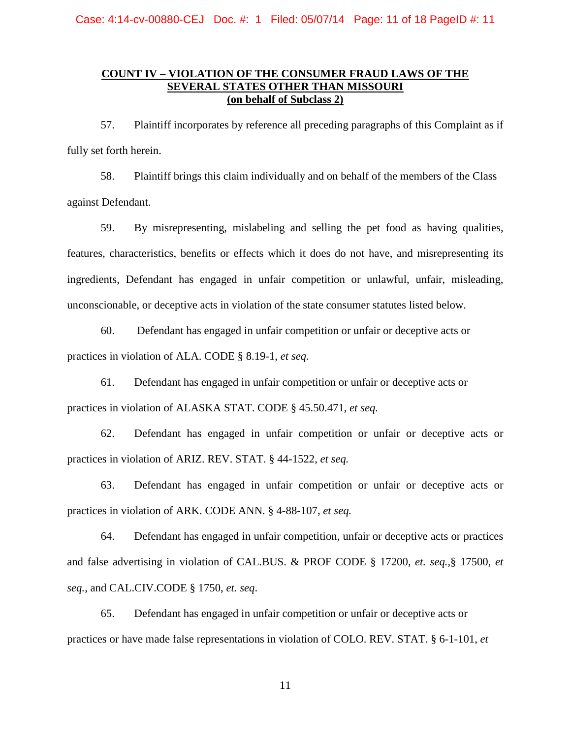**COUNT IV – VIOLATION OF THE CONSUMER FRAUD LAWS OF THE SEVERAL STATES OTHER THAN MISSOURI**
**(on behalf of Subclass 2)**

57. Plaintiff incorporates by reference all preceding paragraphs of this Complaint as if fully set forth herein.

58. Plaintiff brings this claim individually and on behalf of the members of the Class against Defendant.

59. By misrepresenting, mislabeling and selling the pet food as having qualities, features, characteristics, benefits or effects which it does do not have, and misrepresenting its ingredients, Defendant has engaged in unfair competition or unlawful, unfair, misleading, unconscionable, or deceptive acts in violation of the state consumer statutes listed below.

60. Defendant has engaged in unfair competition or unfair or deceptive acts or practices in violation of ALA. CODE § 8.19-1, *et seq.*

61. Defendant has engaged in unfair competition or unfair or deceptive acts or practices in violation of ALASKA STAT. CODE § 45.50.471, *et seq.*

62. Defendant has engaged in unfair competition or unfair or deceptive acts or practices in violation of ARIZ. REV. STAT. § 44-1522, *et seq.*

63. Defendant has engaged in unfair competition or unfair or deceptive acts or practices in violation of ARK. CODE ANN. § 4-88-107, *et seq.*

64. Defendant has engaged in unfair competition, unfair or deceptive acts or practices and false advertising in violation of CAL.BUS. & PROF CODE § 17200, *et. seq.*,§ 17500, *et seq.*, and CAL.CIV.CODE § 1750, *et. seq*.

65. Defendant has engaged in unfair competition or unfair or deceptive acts or practices or have made false representations in violation of COLO. REV. STAT. § 6-1-101, *et*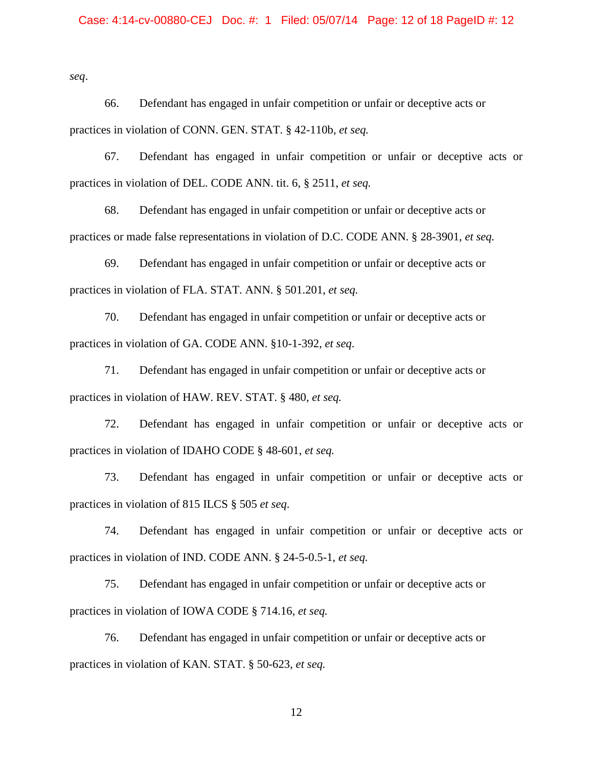*seq*.

66. Defendant has engaged in unfair competition or unfair or deceptive acts or practices in violation of CONN. GEN. STAT. § 42-110b, *et seq.*

67. Defendant has engaged in unfair competition or unfair or deceptive acts or practices in violation of DEL. CODE ANN. tit. 6, § 2511, *et seq.*

68. Defendant has engaged in unfair competition or unfair or deceptive acts or practices or made false representations in violation of D.C. CODE ANN. § 28-3901, *et seq.*

69. Defendant has engaged in unfair competition or unfair or deceptive acts or practices in violation of FLA. STAT. ANN. § 501.201, *et seq.*

70. Defendant has engaged in unfair competition or unfair or deceptive acts or practices in violation of GA. CODE ANN. §10-1-392, *et seq.*

71. Defendant has engaged in unfair competition or unfair or deceptive acts or practices in violation of HAW. REV. STAT. § 480, *et seq.*

72. Defendant has engaged in unfair competition or unfair or deceptive acts or practices in violation of IDAHO CODE § 48-601, *et seq.*

73. Defendant has engaged in unfair competition or unfair or deceptive acts or practices in violation of 815 ILCS § 505 *et seq.*

74. Defendant has engaged in unfair competition or unfair or deceptive acts or practices in violation of IND. CODE ANN. § 24-5-0.5-1, *et seq.*

75. Defendant has engaged in unfair competition or unfair or deceptive acts or practices in violation of IOWA CODE § 714.16, *et seq.*

76. Defendant has engaged in unfair competition or unfair or deceptive acts or practices in violation of KAN. STAT. § 50-623, *et seq.*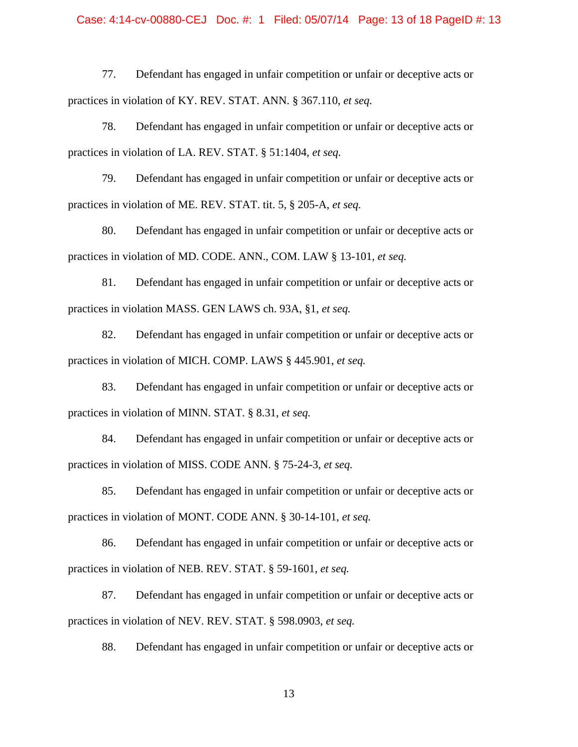77. Defendant has engaged in unfair competition or unfair or deceptive acts or practices in violation of KY. REV. STAT. ANN. § 367.110, *et seq.*

78. Defendant has engaged in unfair competition or unfair or deceptive acts or practices in violation of LA. REV. STAT. § 51:1404, *et seq.*

79. Defendant has engaged in unfair competition or unfair or deceptive acts or practices in violation of ME. REV. STAT. tit. 5, § 205-A, *et seq.*

80. Defendant has engaged in unfair competition or unfair or deceptive acts or practices in violation of MD. CODE. ANN., COM. LAW § 13-101, *et seq.*

81. Defendant has engaged in unfair competition or unfair or deceptive acts or practices in violation MASS. GEN LAWS ch. 93A, §1, *et seq.*

82. Defendant has engaged in unfair competition or unfair or deceptive acts or practices in violation of MICH. COMP. LAWS § 445.901, *et seq.*

83. Defendant has engaged in unfair competition or unfair or deceptive acts or practices in violation of MINN. STAT. § 8.31, *et seq.*

84. Defendant has engaged in unfair competition or unfair or deceptive acts or practices in violation of MISS. CODE ANN. § 75-24-3, *et seq.*

85. Defendant has engaged in unfair competition or unfair or deceptive acts or practices in violation of MONT. CODE ANN. § 30-14-101, *et seq.*

86. Defendant has engaged in unfair competition or unfair or deceptive acts or practices in violation of NEB. REV. STAT. § 59-1601, *et seq.*

87. Defendant has engaged in unfair competition or unfair or deceptive acts or practices in violation of NEV. REV. STAT. § 598.0903, *et seq.*

88. Defendant has engaged in unfair competition or unfair or deceptive acts or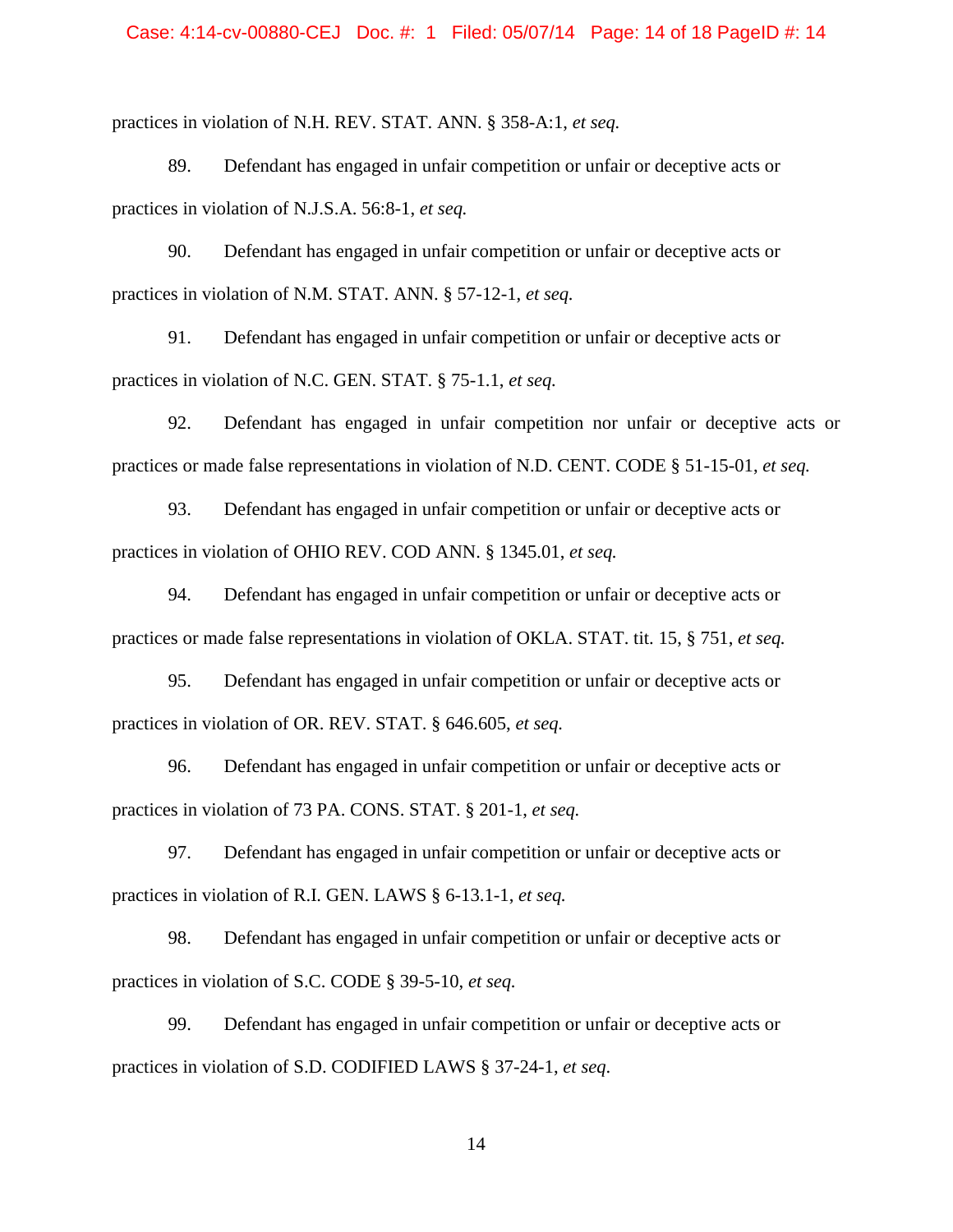practices in violation of N.H. REV. STAT. ANN. § 358-A:1, *et seq.*

89. Defendant has engaged in unfair competition or unfair or deceptive acts or practices in violation of N.J.S.A. 56:8-1, *et seq.*

90. Defendant has engaged in unfair competition or unfair or deceptive acts or practices in violation of N.M. STAT. ANN. § 57-12-1, *et seq.*

91. Defendant has engaged in unfair competition or unfair or deceptive acts or practices in violation of N.C. GEN. STAT. § 75-1.1, *et seq.*

92. Defendant has engaged in unfair competition nor unfair or deceptive acts or practices or made false representations in violation of N.D. CENT. CODE § 51-15-01, *et seq.*

93. Defendant has engaged in unfair competition or unfair or deceptive acts or practices in violation of OHIO REV. COD ANN. § 1345.01, *et seq.*

94. Defendant has engaged in unfair competition or unfair or deceptive acts or practices or made false representations in violation of OKLA. STAT. tit. 15, § 751, *et seq.*

95. Defendant has engaged in unfair competition or unfair or deceptive acts or practices in violation of OR. REV. STAT. § 646.605, *et seq.*

96. Defendant has engaged in unfair competition or unfair or deceptive acts or practices in violation of 73 PA. CONS. STAT. § 201-1, *et seq.*

97. Defendant has engaged in unfair competition or unfair or deceptive acts or practices in violation of R.I. GEN. LAWS § 6-13.1-1, *et seq.*

98. Defendant has engaged in unfair competition or unfair or deceptive acts or practices in violation of S.C. CODE § 39-5-10, *et seq.*

99. Defendant has engaged in unfair competition or unfair or deceptive acts or practices in violation of S.D. CODIFIED LAWS § 37-24-1, *et seq.*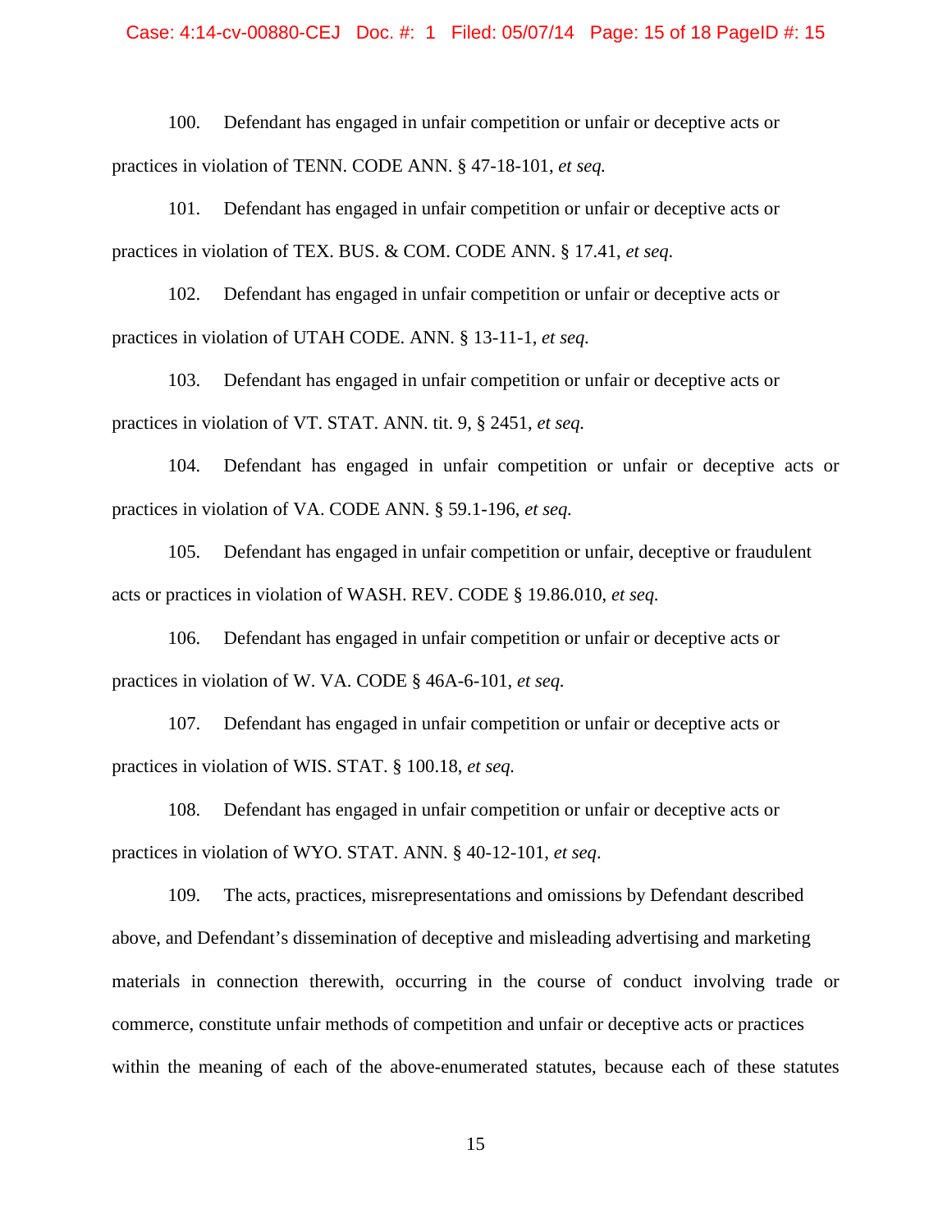100. Defendant has engaged in unfair competition or unfair or deceptive acts or practices in violation of TENN. CODE ANN. § 47-18-101, *et seq.*

101. Defendant has engaged in unfair competition or unfair or deceptive acts or practices in violation of TEX. BUS. & COM. CODE ANN. § 17.41, *et seq.*

102. Defendant has engaged in unfair competition or unfair or deceptive acts or practices in violation of UTAH CODE. ANN. § 13-11-1, *et seq.*

103. Defendant has engaged in unfair competition or unfair or deceptive acts or practices in violation of VT. STAT. ANN. tit. 9, § 2451, *et seq.*

104. Defendant has engaged in unfair competition or unfair or deceptive acts or practices in violation of VA. CODE ANN. § 59.1-196, *et seq.*

105. Defendant has engaged in unfair competition or unfair, deceptive or fraudulent acts or practices in violation of WASH. REV. CODE § 19.86.010, *et seq.*

106. Defendant has engaged in unfair competition or unfair or deceptive acts or practices in violation of W. VA. CODE § 46A-6-101, *et seq.*

107. Defendant has engaged in unfair competition or unfair or deceptive acts or practices in violation of WIS. STAT. § 100.18, *et seq.*

108. Defendant has engaged in unfair competition or unfair or deceptive acts or practices in violation of WYO. STAT. ANN. § 40-12-101, *et seq*.

109. The acts, practices, misrepresentations and omissions by Defendant described above, and Defendant's dissemination of deceptive and misleading advertising and marketing materials in connection therewith, occurring in the course of conduct involving trade or commerce, constitute unfair methods of competition and unfair or deceptive acts or practices within the meaning of each of the above-enumerated statutes, because each of these statutes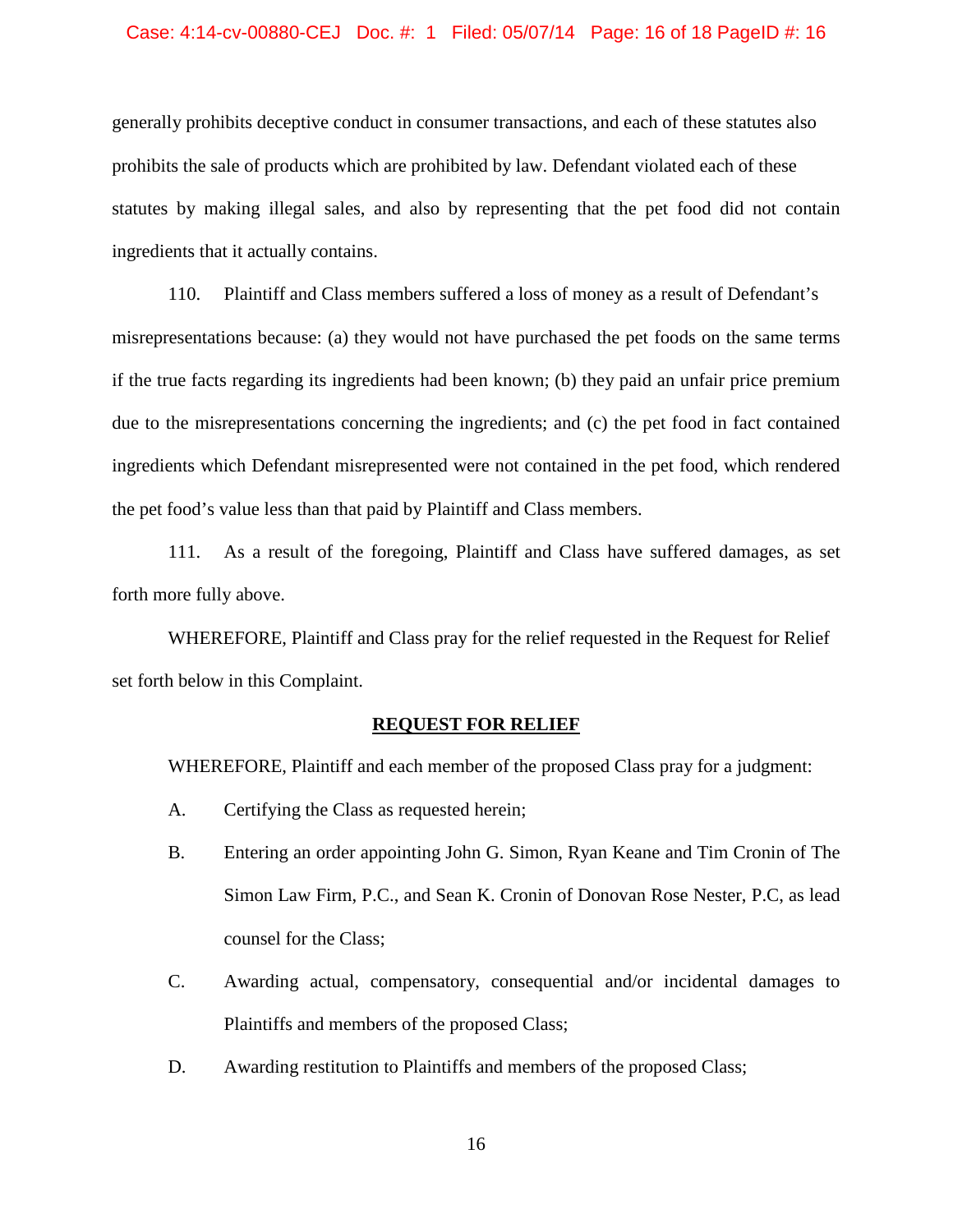generally prohibits deceptive conduct in consumer transactions, and each of these statutes also prohibits the sale of products which are prohibited by law. Defendant violated each of these statutes by making illegal sales, and also by representing that the pet food did not contain ingredients that it actually contains.

110. Plaintiff and Class members suffered a loss of money as a result of Defendant's misrepresentations because: (a) they would not have purchased the pet foods on the same terms if the true facts regarding its ingredients had been known; (b) they paid an unfair price premium due to the misrepresentations concerning the ingredients; and (c) the pet food in fact contained ingredients which Defendant misrepresented were not contained in the pet food, which rendered the pet food's value less than that paid by Plaintiff and Class members.

111. As a result of the foregoing, Plaintiff and Class have suffered damages, as set forth more fully above.

WHEREFORE, Plaintiff and Class pray for the relief requested in the Request for Relief set forth below in this Complaint.

**REQUEST FOR RELIEF**

WHEREFORE, Plaintiff and each member of the proposed Class pray for a judgment:

A. Certifying the Class as requested herein;

B. Entering an order appointing John G. Simon, Ryan Keane and Tim Cronin of The Simon Law Firm, P.C., and Sean K. Cronin of Donovan Rose Nester, P.C, as lead counsel for the Class;

C. Awarding actual, compensatory, consequential and/or incidental damages to Plaintiffs and members of the proposed Class;

D. Awarding restitution to Plaintiffs and members of the proposed Class;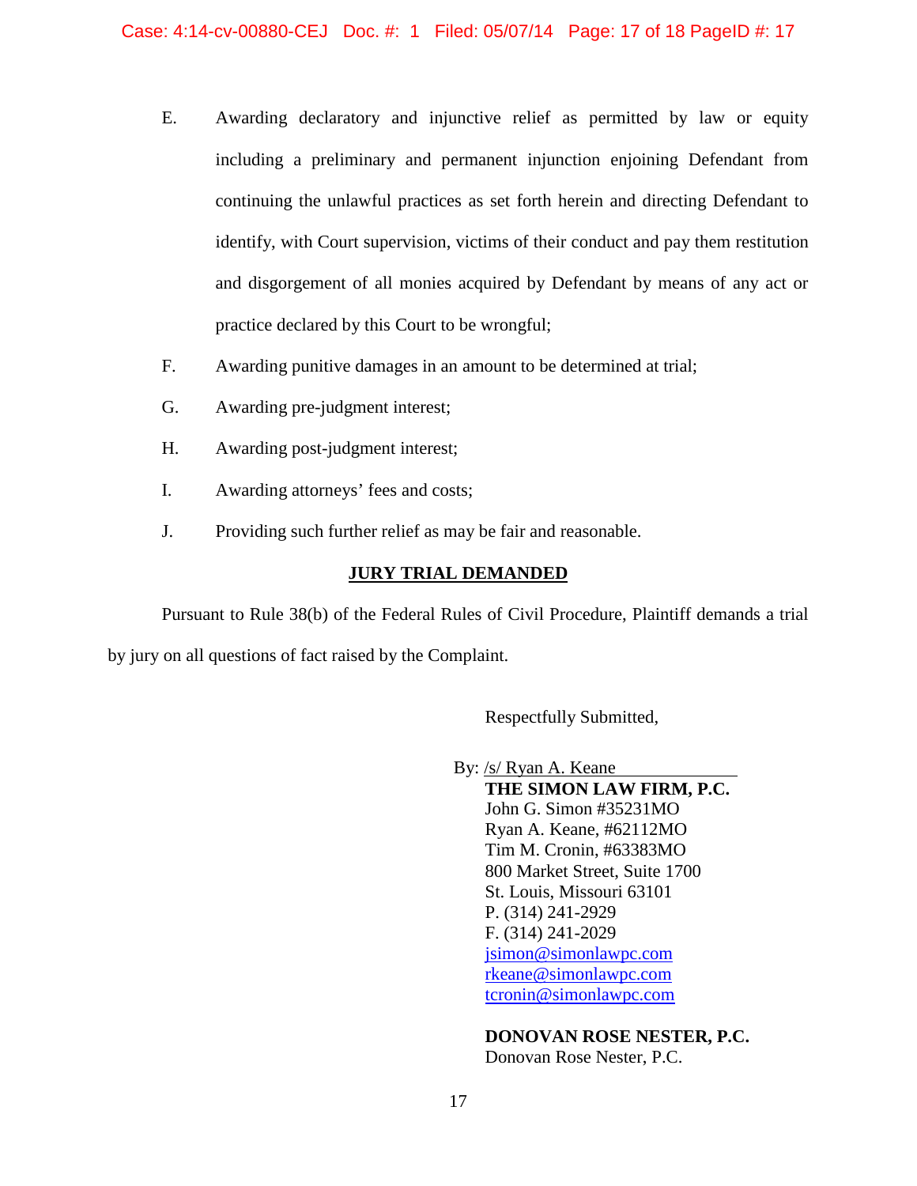E. Awarding declaratory and injunctive relief as permitted by law or equity including a preliminary and permanent injunction enjoining Defendant from continuing the unlawful practices as set forth herein and directing Defendant to identify, with Court supervision, victims of their conduct and pay them restitution and disgorgement of all monies acquired by Defendant by means of any act or practice declared by this Court to be wrongful;

F. Awarding punitive damages in an amount to be determined at trial;

G. Awarding pre-judgment interest;

H. Awarding post-judgment interest;

I. Awarding attorneys' fees and costs;

J. Providing such further relief as may be fair and reasonable.

**JURY TRIAL DEMANDED**

Pursuant to Rule 38(b) of the Federal Rules of Civil Procedure, Plaintiff demands a trial by jury on all questions of fact raised by the Complaint.

Respectfully Submitted,

By: /s/ Ryan A. Keane
**THE SIMON LAW FIRM, P.C.**
John G. Simon #35231MO
Ryan A. Keane, #62112MO
Tim M. Cronin, #63383MO
800 Market Street, Suite 1700
St. Louis, Missouri 63101
P. (314) 241-2929
F. (314) 241-2029
jsimon@simonlawpc.com
rkeane@simonlawpc.com
tcronin@simonlawpc.com

**DONOVAN ROSE NESTER, P.C.**
Donovan Rose Nester, P.C.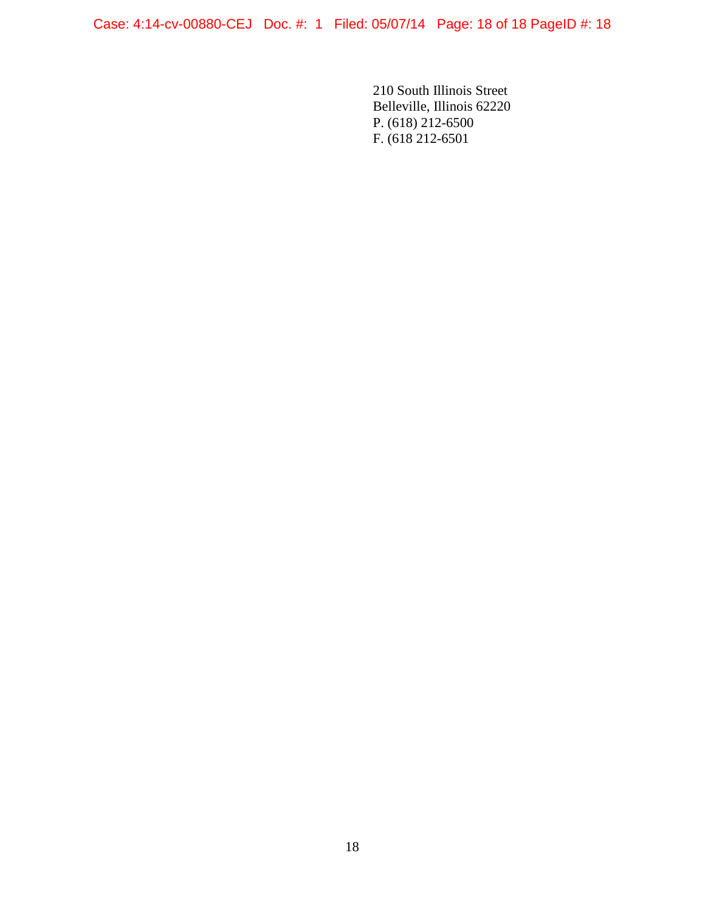210 South Illinois Street
Belleville, Illinois 62220
P. (618) 212-6500
F. (618 212-6501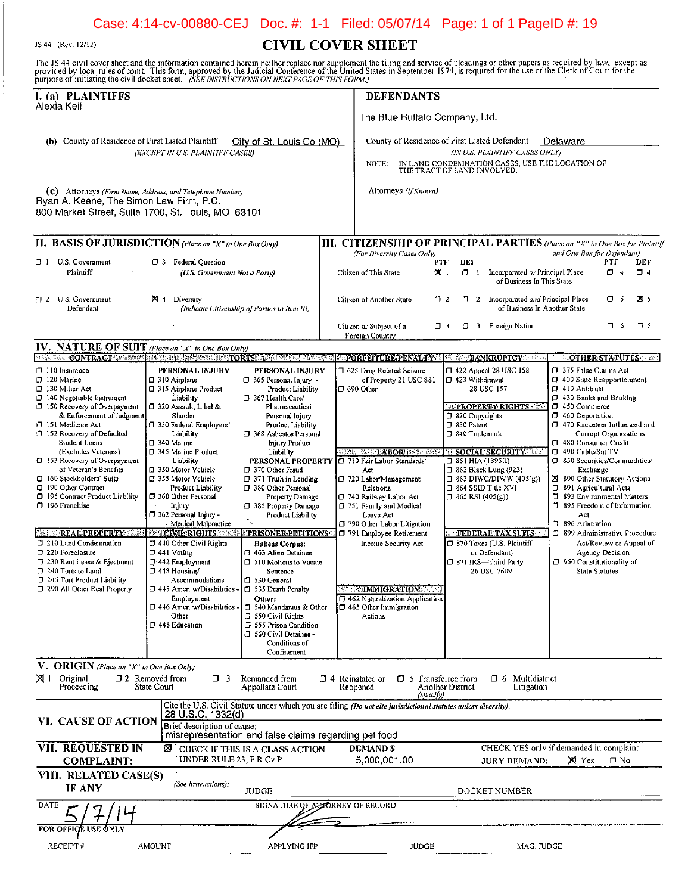Case: 4:14-cv-00880-CEJ Doc. #: 1-1 Filed: 05/07/14 Page: 1 of 1 PageID #: 19

JS 44 (Rev. 12/12)

# CIVIL COVER SHEET

The JS 44 civil cover sheet and the information contained herein neither replace nor supplement the filing and service of pleadings or other papers as required by law, except as provided by local rules of court. This form, approved by the Judicial Conference of the United States in September 1974, is required for the use of the Clerk of Court for the purpose of initiating the civil docket sheet. *(SEE INSTRUCTIONS ON NEXT PAGE OF THIS FORM.)*

## I. (a) PLAINTIFFS

Alexia Keil

**(b)** County of Residence of First Listed Plaintiff: City of St. Louis Co (MO)
*(EXCEPT IN U.S. PLAINTIFF CASES)*

**(c)** Attorneys *(Firm Name, Address, and Telephone Number)*
Ryan A. Keane, The Simon Law Firm, P.C.
800 Market Street, Suite 1700, St. Louis, MO 63101

## DEFENDANTS

The Blue Buffalo Company, Ltd.

County of Residence of First Listed Defendant: Delaware
*(IN U.S. PLAINTIFF CASES ONLY)*

NOTE: IN LAND CONDEMNATION CASES, USE THE LOCATION OF THE TRACT OF LAND INVOLVED.

Attorneys *(If Known)*

## II. BASIS OF JURISDICTION *(Place an "X" in One Box Only)*

- ☐ 1 U.S. Government Plaintiff
- ☐ 3 Federal Question (U.S. Government Not a Party)
- ☐ 2 U.S. Government Defendant
- ☒ 4 Diversity (Indicate Citizenship of Parties in Item III)

## III. CITIZENSHIP OF PRINCIPAL PARTIES *(Place an "X" in One Box for Plaintiff and One Box for Defendant)* *(For Diversity Cases Only)*

| | PTF | DEF | | PTF | DEF |
|---|---|---|---|---|---|
| Citizen of This State | ☒ 1 | ☐ 1 | Incorporated *or* Principal Place of Business In This State | ☐ 4 | ☐ 4 |
| Citizen of Another State | ☐ 2 | ☐ 2 | Incorporated *and* Principal Place of Business In Another State | ☐ 5 | ☒ 5 |
| Citizen or Subject of a Foreign Country | ☐ 3 | ☐ 3 | Foreign Nation | ☐ 6 | ☐ 6 |

## IV. NATURE OF SUIT *(Place an "X" in One Box Only)*

**CONTRACT**
- ☐ 110 Insurance
- ☐ 120 Marine
- ☐ 130 Miller Act
- ☐ 140 Negotiable Instrument
- ☐ 150 Recovery of Overpayment & Enforcement of Judgment
- ☐ 151 Medicare Act
- ☐ 152 Recovery of Defaulted Student Loans (Excludes Veterans)
- ☐ 153 Recovery of Overpayment of Veteran's Benefits
- ☐ 160 Stockholders' Suits
- ☐ 190 Other Contract
- ☐ 195 Contract Product Liability
- ☐ 196 Franchise

**REAL PROPERTY**
- ☐ 210 Land Condemnation
- ☐ 220 Foreclosure
- ☐ 230 Rent Lease & Ejectment
- ☐ 240 Torts to Land
- ☐ 245 Tort Product Liability
- ☐ 290 All Other Real Property

**TORTS**

PERSONAL INJURY
- ☐ 310 Airplane
- ☐ 315 Airplane Product Liability
- ☐ 320 Assault, Libel & Slander
- ☐ 330 Federal Employers' Liability
- ☐ 340 Marine
- ☐ 345 Marine Product Liability
- ☐ 350 Motor Vehicle
- ☐ 355 Motor Vehicle Product Liability
- ☐ 360 Other Personal Injury
- ☐ 362 Personal Injury - Medical Malpractice

PERSONAL INJURY
- ☐ 365 Personal Injury - Product Liability
- ☐ 367 Health Care/ Pharmaceutical Personal Injury Product Liability
- ☐ 368 Asbestos Personal Injury Product Liability

PERSONAL PROPERTY
- ☐ 370 Other Fraud
- ☐ 371 Truth in Lending
- ☐ 380 Other Personal Property Damage
- ☐ 385 Property Damage Product Liability

**CIVIL RIGHTS**
- ☐ 440 Other Civil Rights
- ☐ 441 Voting
- ☐ 442 Employment
- ☐ 443 Housing/ Accommodations
- ☐ 445 Amer. w/Disabilities - Employment
- ☐ 446 Amer. w/Disabilities - Other
- ☐ 448 Education

**PRISONER PETITIONS**

Habeas Corpus:
- ☐ 463 Alien Detainee
- ☐ 510 Motions to Vacate Sentence
- ☐ 530 General
- ☐ 535 Death Penalty

Other:
- ☐ 540 Mandamus & Other
- ☐ 550 Civil Rights
- ☐ 555 Prison Condition
- ☐ 560 Civil Detainee - Conditions of Confinement

**FORFEITURE/PENALTY**
- ☐ 625 Drug Related Seizure of Property 21 USC 881
- ☐ 690 Other

**LABOR**
- ☐ 710 Fair Labor Standards Act
- ☐ 720 Labor/Management Relations
- ☐ 740 Railway Labor Act
- ☐ 751 Family and Medical Leave Act
- ☐ 790 Other Labor Litigation
- ☐ 791 Employee Retirement Income Security Act

**IMMIGRATION**
- ☐ 462 Naturalization Application
- ☐ 465 Other Immigration Actions

**BANKRUPTCY**
- ☐ 422 Appeal 28 USC 158
- ☐ 423 Withdrawal 28 USC 157

**PROPERTY RIGHTS**
- ☐ 820 Copyrights
- ☐ 830 Patent
- ☐ 840 Trademark

**SOCIAL SECURITY**
- ☐ 861 HIA (1395ff)
- ☐ 862 Black Lung (923)
- ☐ 863 DIWC/DIWW (405(g))
- ☐ 864 SSID Title XVI
- ☐ 865 RSI (405(g))

**FEDERAL TAX SUITS**
- ☐ 870 Taxes (U.S. Plaintiff or Defendant)
- ☐ 871 IRS—Third Party 26 USC 7609

**OTHER STATUTES**
- ☐ 375 False Claims Act
- ☐ 400 State Reapportionment
- ☐ 410 Antitrust
- ☐ 430 Banks and Banking
- ☐ 450 Commerce
- ☐ 460 Deportation
- ☐ 470 Racketeer Influenced and Corrupt Organizations
- ☐ 480 Consumer Credit
- ☐ 490 Cable/Sat TV
- ☐ 850 Securities/Commodities/ Exchange
- ☒ 890 Other Statutory Actions
- ☐ 891 Agricultural Acts
- ☐ 893 Environmental Matters
- ☐ 895 Freedom of Information Act
- ☐ 896 Arbitration
- ☐ 899 Administrative Procedure Act/Review or Appeal of Agency Decision
- ☐ 950 Constitutionality of State Statutes

## V. ORIGIN *(Place an "X" in One Box Only)*

☒ 1 Original Proceeding ☐ 2 Removed from State Court ☐ 3 Remanded from Appellate Court ☐ 4 Reinstated or Reopened ☐ 5 Transferred from Another District *(specify)* ☐ 6 Multidistrict Litigation

## VI. CAUSE OF ACTION

Cite the U.S. Civil Statute under which you are filing *(Do not cite jurisdictional statutes unless diversity)*:
28 U.S.C. 1332(d)

Brief description of cause:
misrepresentation and false claims regarding pet food

## VII. REQUESTED IN COMPLAINT:

☒ CHECK IF THIS IS A CLASS ACTION UNDER RULE 23, F.R.Cv.P.

DEMAND $ 5,000,001.00

CHECK YES only if demanded in complaint:
JURY DEMAND: ☒ Yes ☐ No

## VIII. RELATED CASE(S) IF ANY

*(See instructions):* JUDGE ____________ DOCKET NUMBER ____________

DATE: 5/7/14

SIGNATURE OF ATTORNEY OF RECORD

FOR OFFICE USE ONLY

RECEIPT # ____ AMOUNT ____ APPLYING IFP ____ JUDGE ____ MAG. JUDGE ____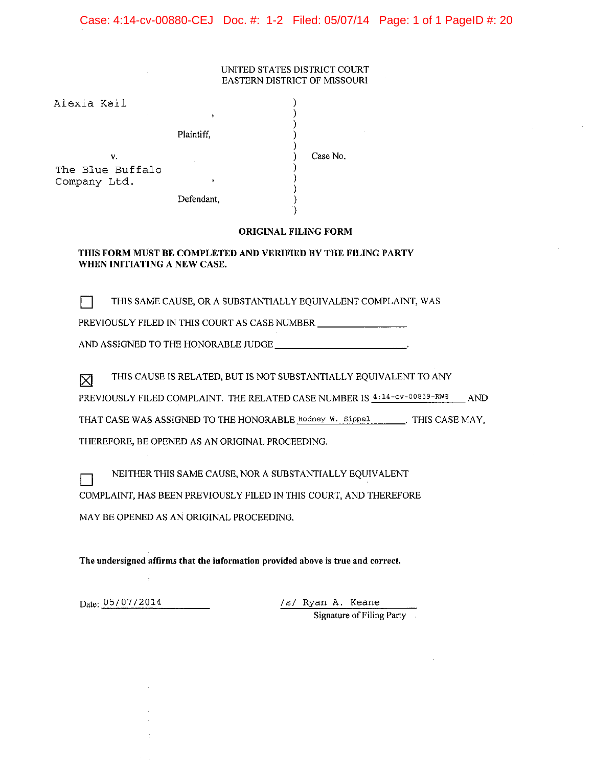UNITED STATES DISTRICT COURT
EASTERN DISTRICT OF MISSOURI

Alexia Keil,

Plaintiff,

v.

The Blue Buffalo Company Ltd.,

Defendant,

Case No.

**ORIGINAL FILING FORM**

**THIS FORM MUST BE COMPLETED AND VERIFIED BY THE FILING PARTY WHEN INITIATING A NEW CASE.**

☐ THIS SAME CAUSE, OR A SUBSTANTIALLY EQUIVALENT COMPLAINT, WAS PREVIOUSLY FILED IN THIS COURT AS CASE NUMBER ________________ AND ASSIGNED TO THE HONORABLE JUDGE ________________________.

☒ THIS CAUSE IS RELATED, BUT IS NOT SUBSTANTIALLY EQUIVALENT TO ANY PREVIOUSLY FILED COMPLAINT. THE RELATED CASE NUMBER IS 4:14-cv-00859-RWS AND THAT CASE WAS ASSIGNED TO THE HONORABLE Rodney W. Sippel. THIS CASE MAY, THEREFORE, BE OPENED AS AN ORIGINAL PROCEEDING.

☐ NEITHER THIS SAME CAUSE, NOR A SUBSTANTIALLY EQUIVALENT COMPLAINT, HAS BEEN PREVIOUSLY FILED IN THIS COURT, AND THEREFORE MAY BE OPENED AS AN ORIGINAL PROCEEDING.

**The undersigned affirms that the information provided above is true and correct.**

Date: 05/07/2014

/s/ Ryan A. Keane
Signature of Filing Party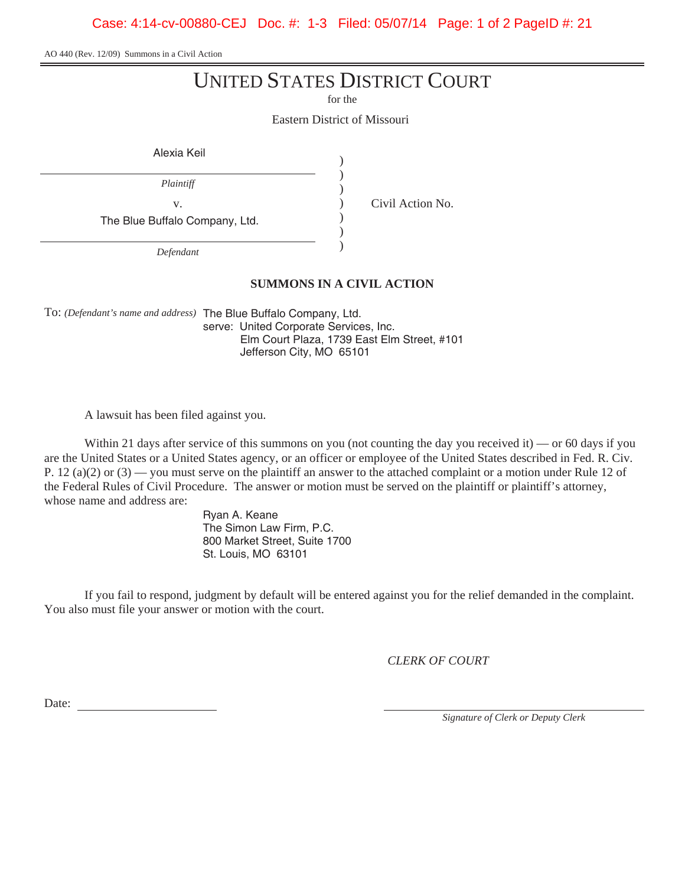AO 440 (Rev. 12/09) Summons in a Civil Action

# UNITED STATES DISTRICT COURT

for the

Eastern District of Missouri

| | | |
|---|---|---|
| Alexia Keil | ) | |
| *Plaintiff* | ) | |
| v. | ) | Civil Action No. |
| The Blue Buffalo Company, Ltd. | ) | |
| *Defendant* | ) | |

## SUMMONS IN A CIVIL ACTION

To: *(Defendant's name and address)* The Blue Buffalo Company, Ltd.
serve: United Corporate Services, Inc.
Elm Court Plaza, 1739 East Elm Street, #101
Jefferson City, MO 65101

A lawsuit has been filed against you.

Within 21 days after service of this summons on you (not counting the day you received it) — or 60 days if you are the United States or a United States agency, or an officer or employee of the United States described in Fed. R. Civ. P. 12 (a)(2) or (3) — you must serve on the plaintiff an answer to the attached complaint or a motion under Rule 12 of the Federal Rules of Civil Procedure. The answer or motion must be served on the plaintiff or plaintiff's attorney, whose name and address are:

Ryan A. Keane
The Simon Law Firm, P.C.
800 Market Street, Suite 1700
St. Louis, MO 63101

If you fail to respond, judgment by default will be entered against you for the relief demanded in the complaint. You also must file your answer or motion with the court.

*CLERK OF COURT*

Date: ____________________

____________________
*Signature of Clerk or Deputy Clerk*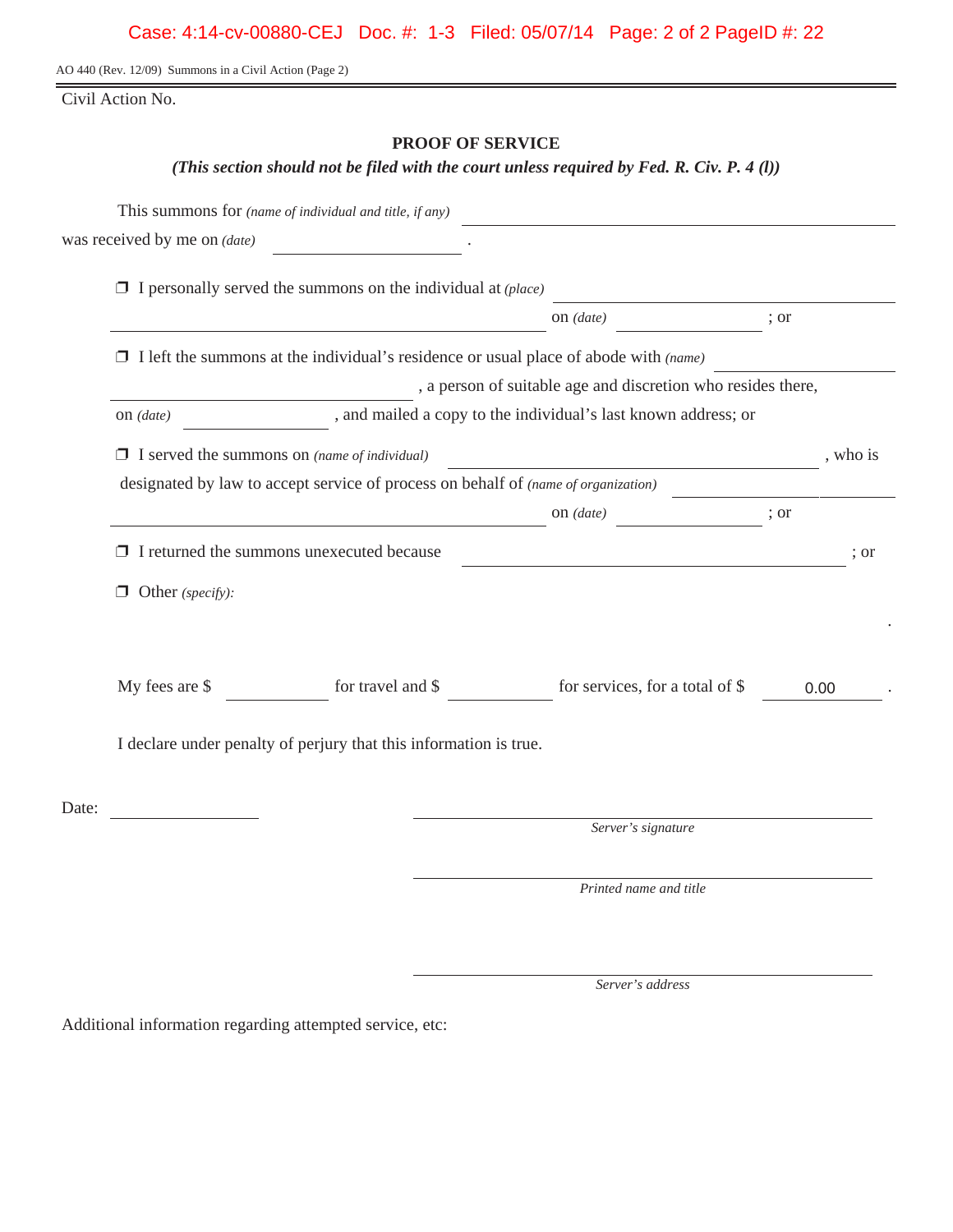AO 440 (Rev. 12/09) Summons in a Civil Action (Page 2)

Civil Action No.

## PROOF OF SERVICE

***(This section should not be filed with the court unless required by Fed. R. Civ. P. 4 (l))***

This summons for *(name of individual and title, if any)* ______________________
was received by me on *(date)* ______________ .

❒ I personally served the summons on the individual at *(place)* ______________________
______________________ on *(date)* ______________ ; or

❒ I left the summons at the individual's residence or usual place of abode with *(name)* ______________
______________________ , a person of suitable age and discretion who resides there,
on *(date)* ______________ , and mailed a copy to the individual's last known address; or

❒ I served the summons on *(name of individual)* ______________________ , who is
designated by law to accept service of process on behalf of *(name of organization)* ______________
______________________ on *(date)* ______________ ; or

❒ I returned the summons unexecuted because ______________________ ; or

❒ Other *(specify)*:

.

My fees are $ ________ for travel and $ ________ for services, for a total of $ 0.00 .

I declare under penalty of perjury that this information is true.

Date: ______________

______________________
*Server's signature*

______________________
*Printed name and title*

______________________
*Server's address*

Additional information regarding attempted service, etc: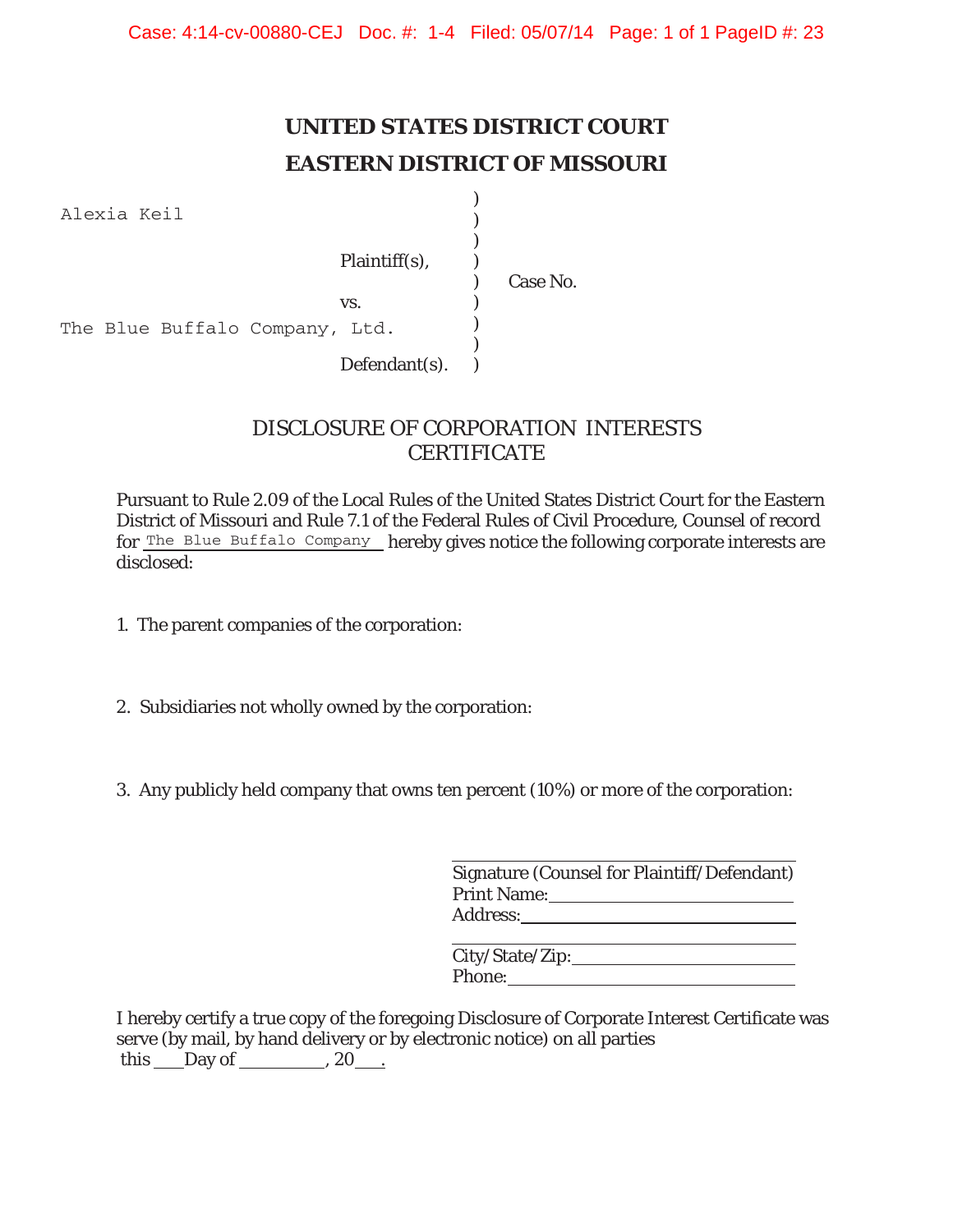# UNITED STATES DISTRICT COURT
# EASTERN DISTRICT OF MISSOURI

Alexia Keil

Plaintiff(s),

vs.

The Blue Buffalo Company, Ltd.

Defendant(s).

Case No.

## DISCLOSURE OF CORPORATION INTERESTS CERTIFICATE

Pursuant to Rule 2.09 of the Local Rules of the United States District Court for the Eastern District of Missouri and Rule 7.1 of the Federal Rules of Civil Procedure, Counsel of record for The Blue Buffalo Company hereby gives notice the following corporate interests are disclosed:

1. The parent companies of the corporation:

2. Subsidiaries not wholly owned by the corporation:

3. Any publicly held company that owns ten percent (10%) or more of the corporation:

\_\_\_\_\_\_\_\_\_\_\_\_\_\_\_\_\_\_\_\_\_\_\_\_\_\_\_\_\_\_\_\_
Signature (Counsel for Plaintiff/Defendant)
Print Name: \_\_\_\_\_\_\_\_\_\_\_\_\_\_\_\_\_\_\_\_\_\_\_\_
Address: \_\_\_\_\_\_\_\_\_\_\_\_\_\_\_\_\_\_\_\_\_\_\_\_\_\_

\_\_\_\_\_\_\_\_\_\_\_\_\_\_\_\_\_\_\_\_\_\_\_\_\_\_\_\_\_\_\_\_
City/State/Zip: \_\_\_\_\_\_\_\_\_\_\_\_\_\_\_\_\_\_\_\_\_
Phone: \_\_\_\_\_\_\_\_\_\_\_\_\_\_\_\_\_\_\_\_\_\_\_\_\_\_\_

I hereby certify a true copy of the foregoing Disclosure of Corporate Interest Certificate was serve (by mail, by hand delivery or by electronic notice) on all parties this \_\_\_ Day of \_\_\_\_\_\_\_\_\_, 20\_\_\_.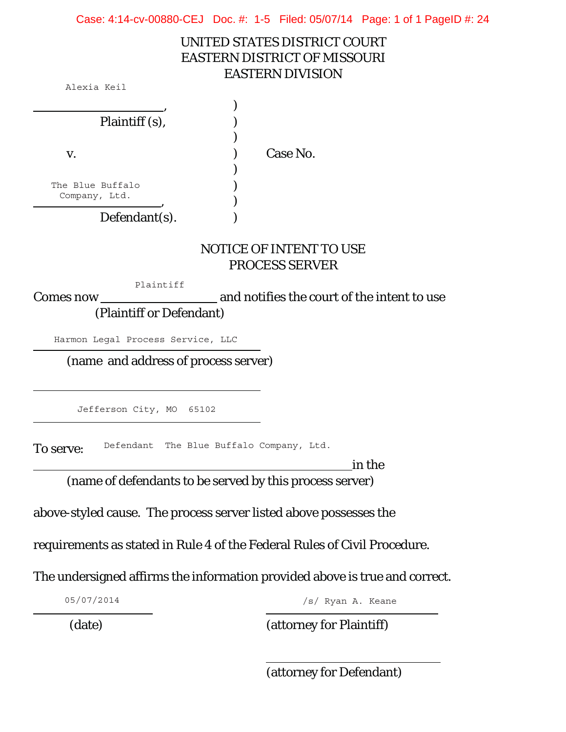UNITED STATES DISTRICT COURT
EASTERN DISTRICT OF MISSOURI
EASTERN DIVISION

Alexia Keil,
Plaintiff (s),

v. ) Case No.

The Blue Buffalo Company, Ltd.,
Defendant(s).

# NOTICE OF INTENT TO USE PROCESS SERVER

Comes now Plaintiff (Plaintiff or Defendant) and notifies the court of the intent to use

Harmon Legal Process Service, LLC
(name and address of process server)

Jefferson City, MO 65102

To serve: Defendant The Blue Buffalo Company, Ltd. in the
(name of defendants to be served by this process server)

above-styled cause. The process server listed above possesses the requirements as stated in Rule 4 of the Federal Rules of Civil Procedure.

The undersigned affirms the information provided above is true and correct.

05/07/2014
(date)

/s/ Ryan A. Keane
(attorney for Plaintiff)

(attorney for Defendant)